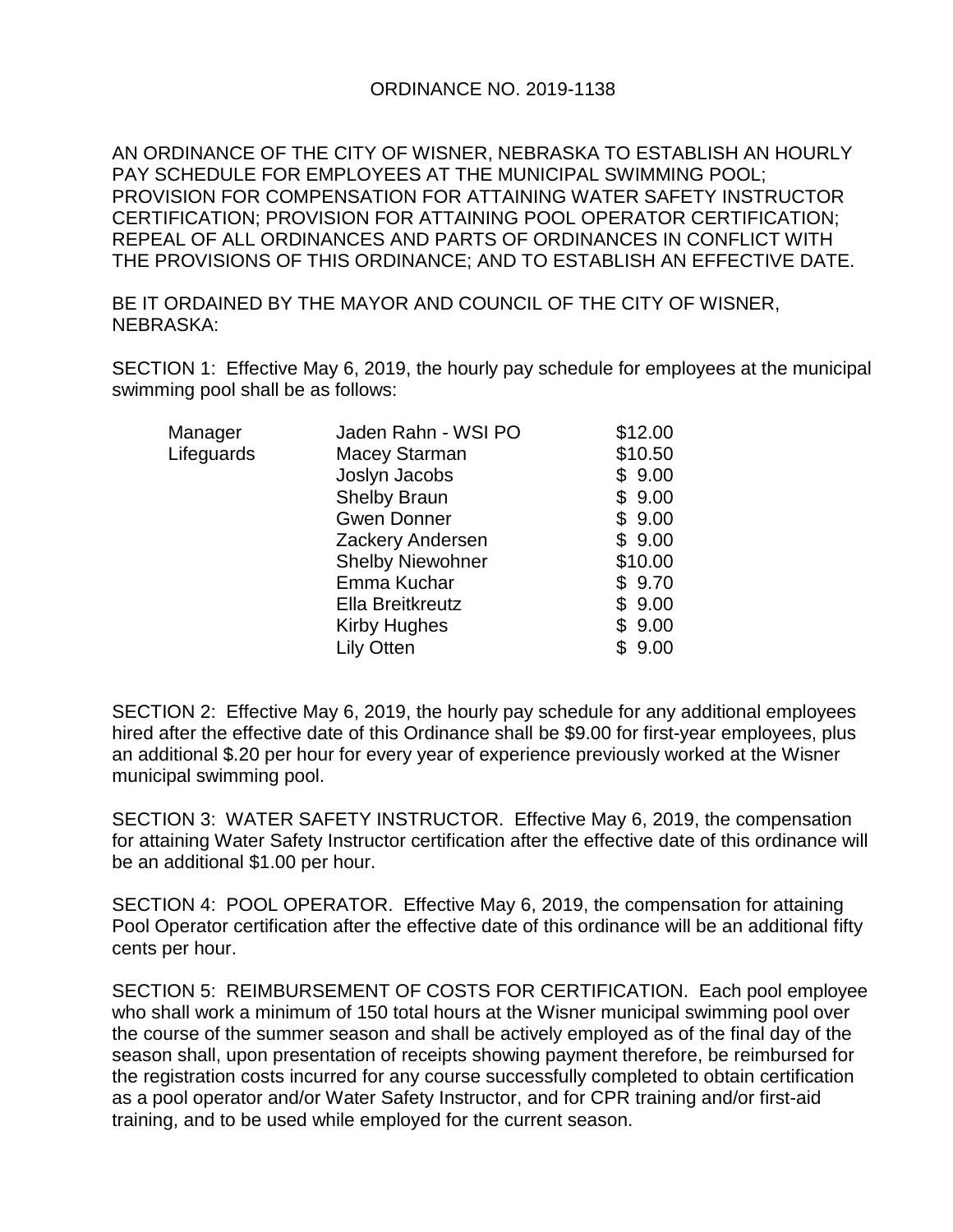# ORDINANCE NO. 2019-1138

AN ORDINANCE OF THE CITY OF WISNER, NEBRASKA TO ESTABLISH AN HOURLY PAY SCHEDULE FOR EMPLOYEES AT THE MUNICIPAL SWIMMING POOL; PROVISION FOR COMPENSATION FOR ATTAINING WATER SAFETY INSTRUCTOR CERTIFICATION; PROVISION FOR ATTAINING POOL OPERATOR CERTIFICATION; REPEAL OF ALL ORDINANCES AND PARTS OF ORDINANCES IN CONFLICT WITH THE PROVISIONS OF THIS ORDINANCE; AND TO ESTABLISH AN EFFECTIVE DATE.

BE IT ORDAINED BY THE MAYOR AND COUNCIL OF THE CITY OF WISNER, NEBRASKA:

SECTION 1: Effective May 6, 2019, the hourly pay schedule for employees at the municipal swimming pool shall be as follows:

| | | |
|---|---|---|
| Manager | Jaden Rahn - WSI PO | $12.00 |
| Lifeguards | Macey Starman | $10.50 |
| | Joslyn Jacobs | $ 9.00 |
| | Shelby Braun | $ 9.00 |
| | Gwen Donner | $ 9.00 |
| | Zackery Andersen | $ 9.00 |
| | Shelby Niewohner | $10.00 |
| | Emma Kuchar | $ 9.70 |
| | Ella Breitkreutz | $ 9.00 |
| | Kirby Hughes | $ 9.00 |
| | Lily Otten | $ 9.00 |

SECTION 2: Effective May 6, 2019, the hourly pay schedule for any additional employees hired after the effective date of this Ordinance shall be $9.00 for first-year employees, plus an additional $.20 per hour for every year of experience previously worked at the Wisner municipal swimming pool.

SECTION 3: WATER SAFETY INSTRUCTOR. Effective May 6, 2019, the compensation for attaining Water Safety Instructor certification after the effective date of this ordinance will be an additional $1.00 per hour.

SECTION 4: POOL OPERATOR. Effective May 6, 2019, the compensation for attaining Pool Operator certification after the effective date of this ordinance will be an additional fifty cents per hour.

SECTION 5: REIMBURSEMENT OF COSTS FOR CERTIFICATION. Each pool employee who shall work a minimum of 150 total hours at the Wisner municipal swimming pool over the course of the summer season and shall be actively employed as of the final day of the season shall, upon presentation of receipts showing payment therefore, be reimbursed for the registration costs incurred for any course successfully completed to obtain certification as a pool operator and/or Water Safety Instructor, and for CPR training and/or first-aid training, and to be used while employed for the current season.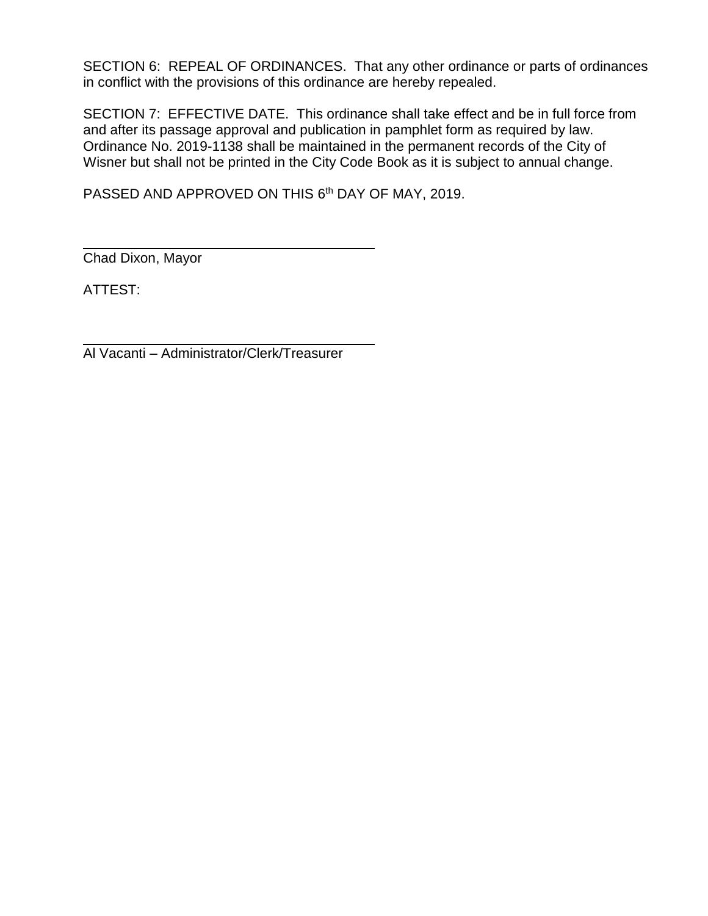SECTION 6: REPEAL OF ORDINANCES. That any other ordinance or parts of ordinances in conflict with the provisions of this ordinance are hereby repealed.

SECTION 7: EFFECTIVE DATE. This ordinance shall take effect and be in full force from and after its passage approval and publication in pamphlet form as required by law. Ordinance No. 2019-1138 shall be maintained in the permanent records of the City of Wisner but shall not be printed in the City Code Book as it is subject to annual change.

PASSED AND APPROVED ON THIS 6th DAY OF MAY, 2019.

\_\_\_\_\_\_\_\_\_\_\_\_\_\_\_\_\_\_\_\_\_\_\_\_\_\_\_\_\_\_\_\_\_\_\_\_\_\_

Chad Dixon, Mayor

ATTEST:

\_\_\_\_\_\_\_\_\_\_\_\_\_\_\_\_\_\_\_\_\_\_\_\_\_\_\_\_\_\_\_\_\_\_\_\_\_\_

Al Vacanti – Administrator/Clerk/Treasurer